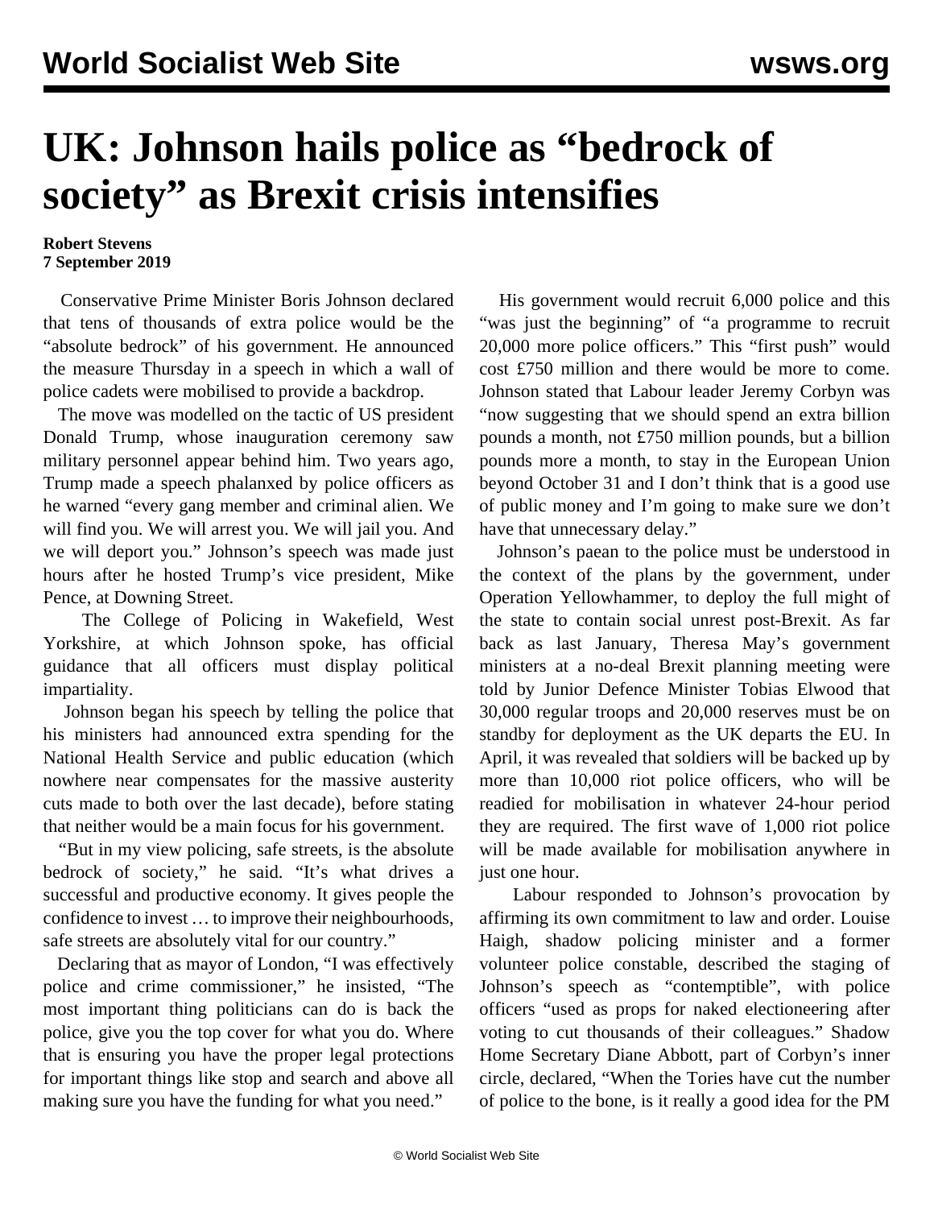# UK: Johnson hails police as "bedrock of society" as Brexit crisis intensifies

**Robert Stevens**
**7 September 2019**

Conservative Prime Minister Boris Johnson declared that tens of thousands of extra police would be the "absolute bedrock" of his government. He announced the measure Thursday in a speech in which a wall of police cadets were mobilised to provide a backdrop.

The move was modelled on the tactic of US president Donald Trump, whose inauguration ceremony saw military personnel appear behind him. Two years ago, Trump made a speech phalanxed by police officers as he warned "every gang member and criminal alien. We will find you. We will arrest you. We will jail you. And we will deport you." Johnson's speech was made just hours after he hosted Trump's vice president, Mike Pence, at Downing Street.

The College of Policing in Wakefield, West Yorkshire, at which Johnson spoke, has official guidance that all officers must display political impartiality.

Johnson began his speech by telling the police that his ministers had announced extra spending for the National Health Service and public education (which nowhere near compensates for the massive austerity cuts made to both over the last decade), before stating that neither would be a main focus for his government.

"But in my view policing, safe streets, is the absolute bedrock of society," he said. "It's what drives a successful and productive economy. It gives people the confidence to invest … to improve their neighbourhoods, safe streets are absolutely vital for our country."

Declaring that as mayor of London, "I was effectively police and crime commissioner," he insisted, "The most important thing politicians can do is back the police, give you the top cover for what you do. Where that is ensuring you have the proper legal protections for important things like stop and search and above all making sure you have the funding for what you need."

His government would recruit 6,000 police and this "was just the beginning" of "a programme to recruit 20,000 more police officers." This "first push" would cost £750 million and there would be more to come. Johnson stated that Labour leader Jeremy Corbyn was "now suggesting that we should spend an extra billion pounds a month, not £750 million pounds, but a billion pounds more a month, to stay in the European Union beyond October 31 and I don't think that is a good use of public money and I'm going to make sure we don't have that unnecessary delay."

Johnson's paean to the police must be understood in the context of the plans by the government, under Operation Yellowhammer, to deploy the full might of the state to contain social unrest post-Brexit. As far back as last January, Theresa May's government ministers at a no-deal Brexit planning meeting were told by Junior Defence Minister Tobias Elwood that 30,000 regular troops and 20,000 reserves must be on standby for deployment as the UK departs the EU. In April, it was revealed that soldiers will be backed up by more than 10,000 riot police officers, who will be readied for mobilisation in whatever 24-hour period they are required. The first wave of 1,000 riot police will be made available for mobilisation anywhere in just one hour.

Labour responded to Johnson's provocation by affirming its own commitment to law and order. Louise Haigh, shadow policing minister and a former volunteer police constable, described the staging of Johnson's speech as "contemptible", with police officers "used as props for naked electioneering after voting to cut thousands of their colleagues." Shadow Home Secretary Diane Abbott, part of Corbyn's inner circle, declared, "When the Tories have cut the number of police to the bone, is it really a good idea for the PM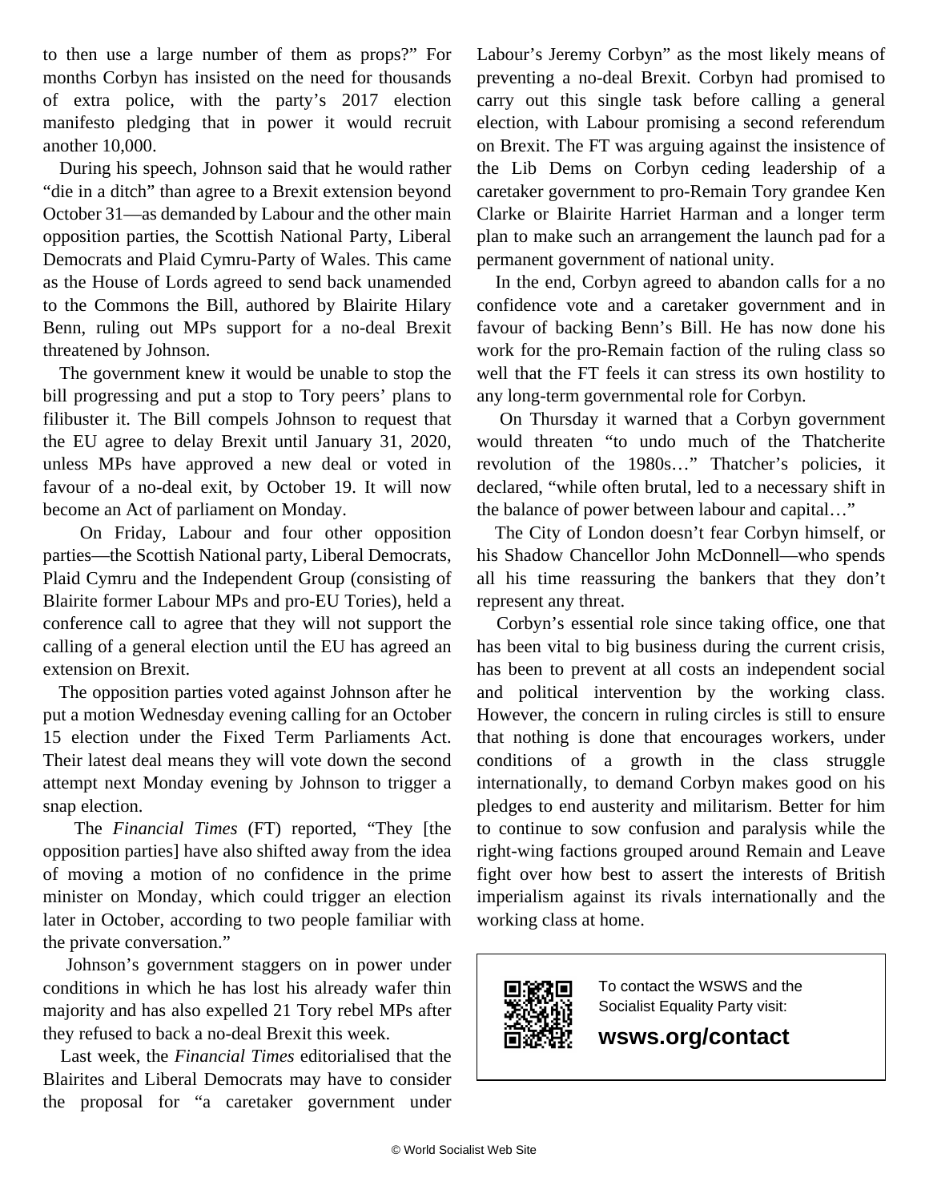to then use a large number of them as props?" For months Corbyn has insisted on the need for thousands of extra police, with the party's 2017 election manifesto pledging that in power it would recruit another 10,000.

During his speech, Johnson said that he would rather "die in a ditch" than agree to a Brexit extension beyond October 31—as demanded by Labour and the other main opposition parties, the Scottish National Party, Liberal Democrats and Plaid Cymru-Party of Wales. This came as the House of Lords agreed to send back unamended to the Commons the Bill, authored by Blairite Hilary Benn, ruling out MPs support for a no-deal Brexit threatened by Johnson.

The government knew it would be unable to stop the bill progressing and put a stop to Tory peers' plans to filibuster it. The Bill compels Johnson to request that the EU agree to delay Brexit until January 31, 2020, unless MPs have approved a new deal or voted in favour of a no-deal exit, by October 19. It will now become an Act of parliament on Monday.

On Friday, Labour and four other opposition parties—the Scottish National party, Liberal Democrats, Plaid Cymru and the Independent Group (consisting of Blairite former Labour MPs and pro-EU Tories), held a conference call to agree that they will not support the calling of a general election until the EU has agreed an extension on Brexit.

The opposition parties voted against Johnson after he put a motion Wednesday evening calling for an October 15 election under the Fixed Term Parliaments Act. Their latest deal means they will vote down the second attempt next Monday evening by Johnson to trigger a snap election.

The *Financial Times* (FT) reported, "They [the opposition parties] have also shifted away from the idea of moving a motion of no confidence in the prime minister on Monday, which could trigger an election later in October, according to two people familiar with the private conversation."

Johnson's government staggers on in power under conditions in which he has lost his already wafer thin majority and has also expelled 21 Tory rebel MPs after they refused to back a no-deal Brexit this week.

Last week, the *Financial Times* editorialised that the Blairites and Liberal Democrats may have to consider the proposal for "a caretaker government under Labour's Jeremy Corbyn" as the most likely means of preventing a no-deal Brexit. Corbyn had promised to carry out this single task before calling a general election, with Labour promising a second referendum on Brexit. The FT was arguing against the insistence of the Lib Dems on Corbyn ceding leadership of a caretaker government to pro-Remain Tory grandee Ken Clarke or Blairite Harriet Harman and a longer term plan to make such an arrangement the launch pad for a permanent government of national unity.

In the end, Corbyn agreed to abandon calls for a no confidence vote and a caretaker government and in favour of backing Benn's Bill. He has now done his work for the pro-Remain faction of the ruling class so well that the FT feels it can stress its own hostility to any long-term governmental role for Corbyn.

On Thursday it warned that a Corbyn government would threaten "to undo much of the Thatcherite revolution of the 1980s…" Thatcher's policies, it declared, "while often brutal, led to a necessary shift in the balance of power between labour and capital…"

The City of London doesn't fear Corbyn himself, or his Shadow Chancellor John McDonnell—who spends all his time reassuring the bankers that they don't represent any threat.

Corbyn's essential role since taking office, one that has been vital to big business during the current crisis, has been to prevent at all costs an independent social and political intervention by the working class. However, the concern in ruling circles is still to ensure that nothing is done that encourages workers, under conditions of a growth in the class struggle internationally, to demand Corbyn makes good on his pledges to end austerity and militarism. Better for him to continue to sow confusion and paralysis while the right-wing factions grouped around Remain and Leave fight over how best to assert the interests of British imperialism against its rivals internationally and the working class at home.

To contact the WSWS and the Socialist Equality Party visit:

**wsws.org/contact**